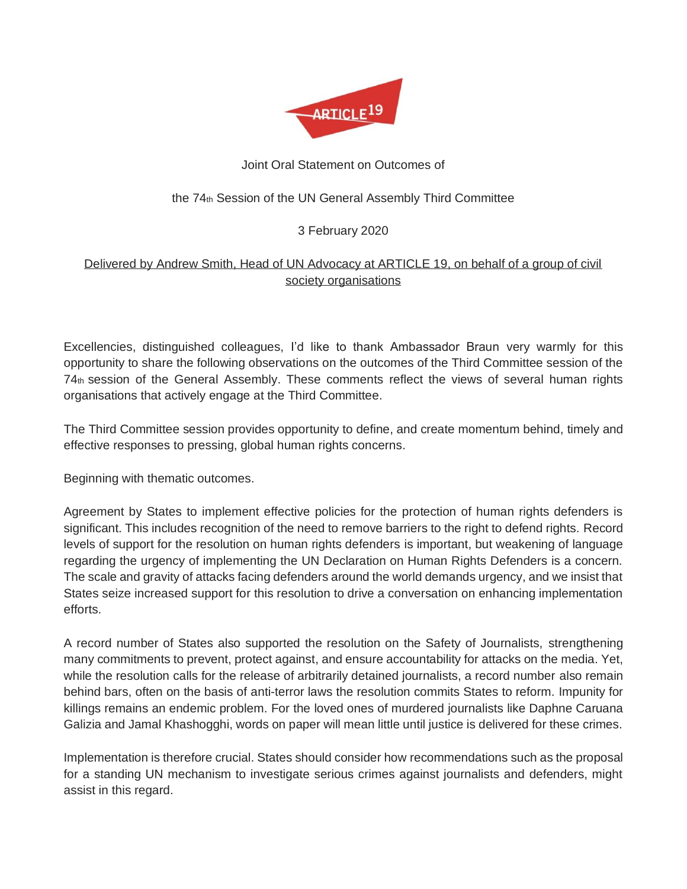ARTICLE 19

Joint Oral Statement on Outcomes of

the 74th Session of the UN General Assembly Third Committee

3 February 2020

Delivered by Andrew Smith, Head of UN Advocacy at ARTICLE 19, on behalf of a group of civil society organisations

Excellencies, distinguished colleagues, I'd like to thank Ambassador Braun very warmly for this opportunity to share the following observations on the outcomes of the Third Committee session of the 74th session of the General Assembly. These comments reflect the views of several human rights organisations that actively engage at the Third Committee.

The Third Committee session provides opportunity to define, and create momentum behind, timely and effective responses to pressing, global human rights concerns.

Beginning with thematic outcomes.

Agreement by States to implement effective policies for the protection of human rights defenders is significant. This includes recognition of the need to remove barriers to the right to defend rights. Record levels of support for the resolution on human rights defenders is important, but weakening of language regarding the urgency of implementing the UN Declaration on Human Rights Defenders is a concern. The scale and gravity of attacks facing defenders around the world demands urgency, and we insist that States seize increased support for this resolution to drive a conversation on enhancing implementation efforts.

A record number of States also supported the resolution on the Safety of Journalists, strengthening many commitments to prevent, protect against, and ensure accountability for attacks on the media. Yet, while the resolution calls for the release of arbitrarily detained journalists, a record number also remain behind bars, often on the basis of anti-terror laws the resolution commits States to reform. Impunity for killings remains an endemic problem. For the loved ones of murdered journalists like Daphne Caruana Galizia and Jamal Khashogghi, words on paper will mean little until justice is delivered for these crimes.

Implementation is therefore crucial. States should consider how recommendations such as the proposal for a standing UN mechanism to investigate serious crimes against journalists and defenders, might assist in this regard.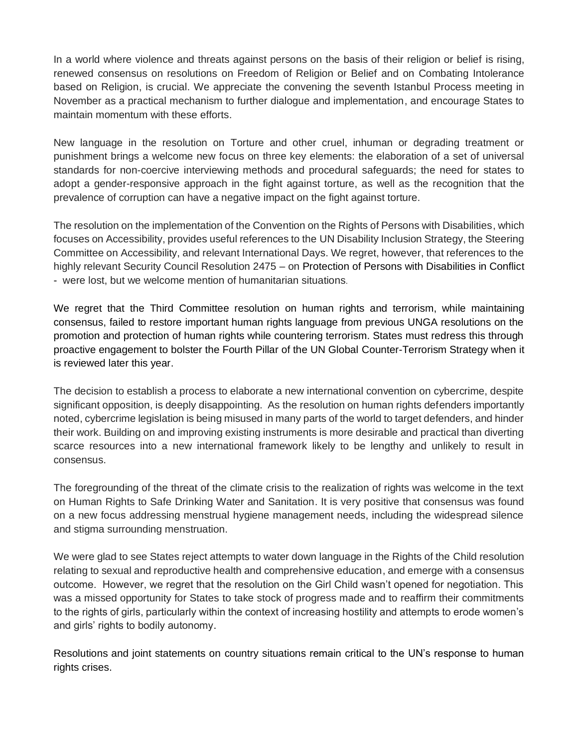In a world where violence and threats against persons on the basis of their religion or belief is rising, renewed consensus on resolutions on Freedom of Religion or Belief and on Combating Intolerance based on Religion, is crucial. We appreciate the convening the seventh Istanbul Process meeting in November as a practical mechanism to further dialogue and implementation, and encourage States to maintain momentum with these efforts.

New language in the resolution on Torture and other cruel, inhuman or degrading treatment or punishment brings a welcome new focus on three key elements: the elaboration of a set of universal standards for non-coercive interviewing methods and procedural safeguards; the need for states to adopt a gender-responsive approach in the fight against torture, as well as the recognition that the prevalence of corruption can have a negative impact on the fight against torture.

The resolution on the implementation of the Convention on the Rights of Persons with Disabilities, which focuses on Accessibility, provides useful references to the UN Disability Inclusion Strategy, the Steering Committee on Accessibility, and relevant International Days. We regret, however, that references to the highly relevant Security Council Resolution 2475 – on Protection of Persons with Disabilities in Conflict - were lost, but we welcome mention of humanitarian situations.

We regret that the Third Committee resolution on human rights and terrorism, while maintaining consensus, failed to restore important human rights language from previous UNGA resolutions on the promotion and protection of human rights while countering terrorism. States must redress this through proactive engagement to bolster the Fourth Pillar of the UN Global Counter-Terrorism Strategy when it is reviewed later this year.

The decision to establish a process to elaborate a new international convention on cybercrime, despite significant opposition, is deeply disappointing. As the resolution on human rights defenders importantly noted, cybercrime legislation is being misused in many parts of the world to target defenders, and hinder their work. Building on and improving existing instruments is more desirable and practical than diverting scarce resources into a new international framework likely to be lengthy and unlikely to result in consensus.

The foregrounding of the threat of the climate crisis to the realization of rights was welcome in the text on Human Rights to Safe Drinking Water and Sanitation. It is very positive that consensus was found on a new focus addressing menstrual hygiene management needs, including the widespread silence and stigma surrounding menstruation.

We were glad to see States reject attempts to water down language in the Rights of the Child resolution relating to sexual and reproductive health and comprehensive education, and emerge with a consensus outcome. However, we regret that the resolution on the Girl Child wasn't opened for negotiation. This was a missed opportunity for States to take stock of progress made and to reaffirm their commitments to the rights of girls, particularly within the context of increasing hostility and attempts to erode women's and girls' rights to bodily autonomy.

Resolutions and joint statements on country situations remain critical to the UN's response to human rights crises.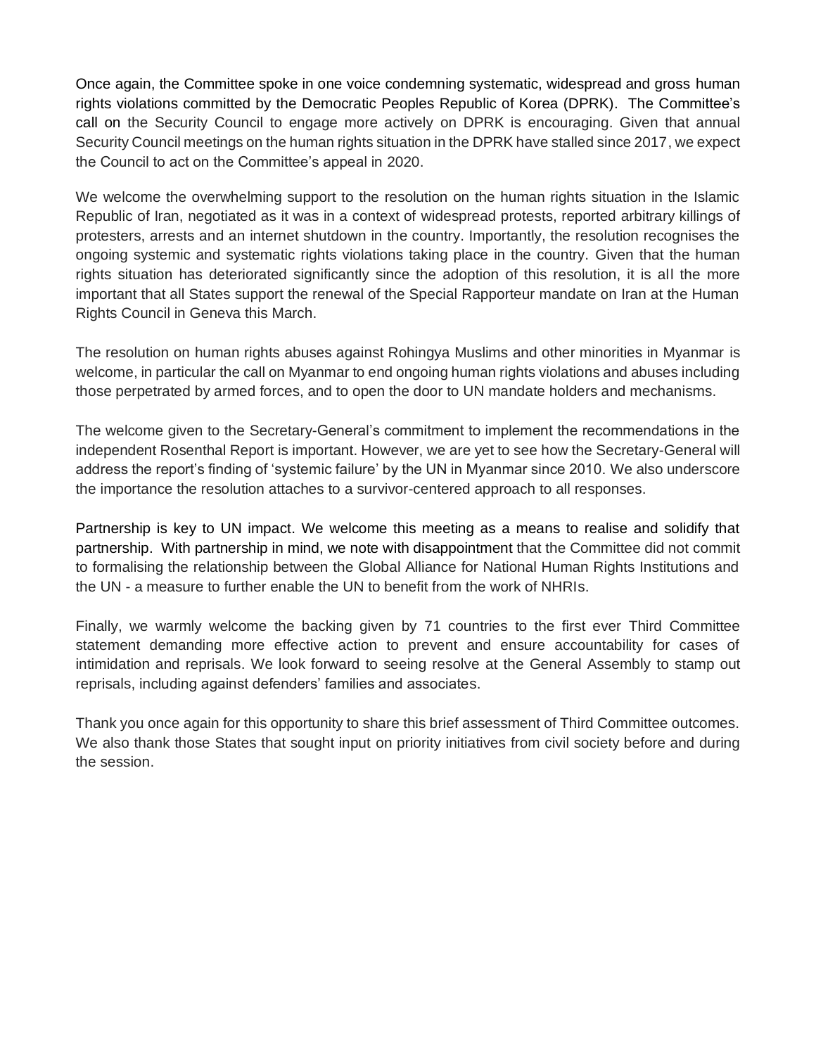Once again, the Committee spoke in one voice condemning systematic, widespread and gross human rights violations committed by the Democratic Peoples Republic of Korea (DPRK). The Committee's call on the Security Council to engage more actively on DPRK is encouraging. Given that annual Security Council meetings on the human rights situation in the DPRK have stalled since 2017, we expect the Council to act on the Committee's appeal in 2020.

We welcome the overwhelming support to the resolution on the human rights situation in the Islamic Republic of Iran, negotiated as it was in a context of widespread protests, reported arbitrary killings of protesters, arrests and an internet shutdown in the country. Importantly, the resolution recognises the ongoing systemic and systematic rights violations taking place in the country. Given that the human rights situation has deteriorated significantly since the adoption of this resolution, it is all the more important that all States support the renewal of the Special Rapporteur mandate on Iran at the Human Rights Council in Geneva this March.

The resolution on human rights abuses against Rohingya Muslims and other minorities in Myanmar is welcome, in particular the call on Myanmar to end ongoing human rights violations and abuses including those perpetrated by armed forces, and to open the door to UN mandate holders and mechanisms.

The welcome given to the Secretary-General's commitment to implement the recommendations in the independent Rosenthal Report is important. However, we are yet to see how the Secretary-General will address the report's finding of 'systemic failure' by the UN in Myanmar since 2010. We also underscore the importance the resolution attaches to a survivor-centered approach to all responses.

Partnership is key to UN impact. We welcome this meeting as a means to realise and solidify that partnership. With partnership in mind, we note with disappointment that the Committee did not commit to formalising the relationship between the Global Alliance for National Human Rights Institutions and the UN - a measure to further enable the UN to benefit from the work of NHRIs.

Finally, we warmly welcome the backing given by 71 countries to the first ever Third Committee statement demanding more effective action to prevent and ensure accountability for cases of intimidation and reprisals. We look forward to seeing resolve at the General Assembly to stamp out reprisals, including against defenders' families and associates.

Thank you once again for this opportunity to share this brief assessment of Third Committee outcomes. We also thank those States that sought input on priority initiatives from civil society before and during the session.